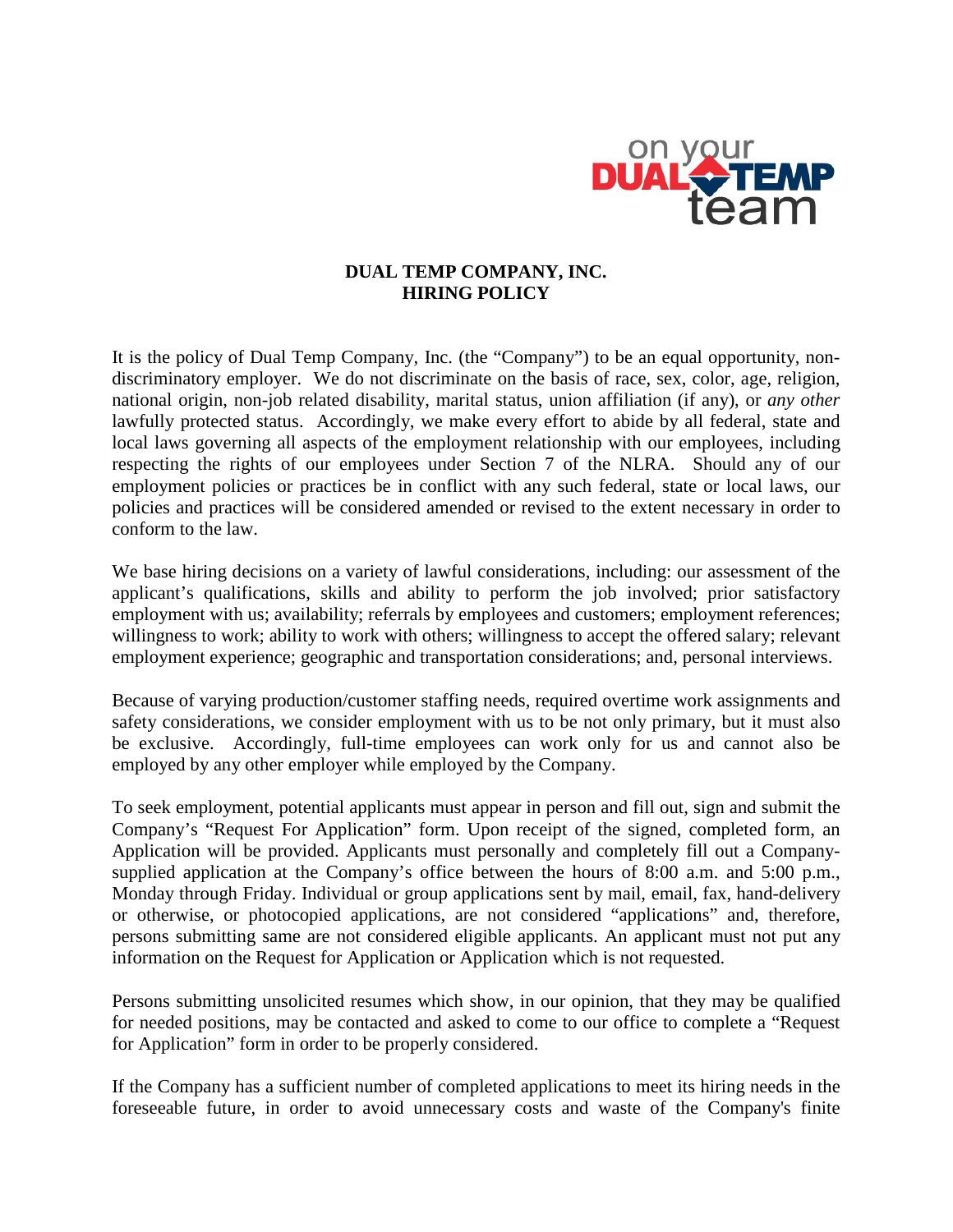# DUAL TEMP COMPANY, INC.
## HIRING POLICY

It is the policy of Dual Temp Company, Inc. (the "Company") to be an equal opportunity, non-discriminatory employer. We do not discriminate on the basis of race, sex, color, age, religion, national origin, non-job related disability, marital status, union affiliation (if any), or *any other* lawfully protected status. Accordingly, we make every effort to abide by all federal, state and local laws governing all aspects of the employment relationship with our employees, including respecting the rights of our employees under Section 7 of the NLRA. Should any of our employment policies or practices be in conflict with any such federal, state or local laws, our policies and practices will be considered amended or revised to the extent necessary in order to conform to the law.

We base hiring decisions on a variety of lawful considerations, including: our assessment of the applicant's qualifications, skills and ability to perform the job involved; prior satisfactory employment with us; availability; referrals by employees and customers; employment references; willingness to work; ability to work with others; willingness to accept the offered salary; relevant employment experience; geographic and transportation considerations; and, personal interviews.

Because of varying production/customer staffing needs, required overtime work assignments and safety considerations, we consider employment with us to be not only primary, but it must also be exclusive. Accordingly, full-time employees can work only for us and cannot also be employed by any other employer while employed by the Company.

To seek employment, potential applicants must appear in person and fill out, sign and submit the Company's "Request For Application" form. Upon receipt of the signed, completed form, an Application will be provided. Applicants must personally and completely fill out a Company-supplied application at the Company's office between the hours of 8:00 a.m. and 5:00 p.m., Monday through Friday. Individual or group applications sent by mail, email, fax, hand-delivery or otherwise, or photocopied applications, are not considered "applications" and, therefore, persons submitting same are not considered eligible applicants. An applicant must not put any information on the Request for Application or Application which is not requested.

Persons submitting unsolicited resumes which show, in our opinion, that they may be qualified for needed positions, may be contacted and asked to come to our office to complete a "Request for Application" form in order to be properly considered.

If the Company has a sufficient number of completed applications to meet its hiring needs in the foreseeable future, in order to avoid unnecessary costs and waste of the Company's finite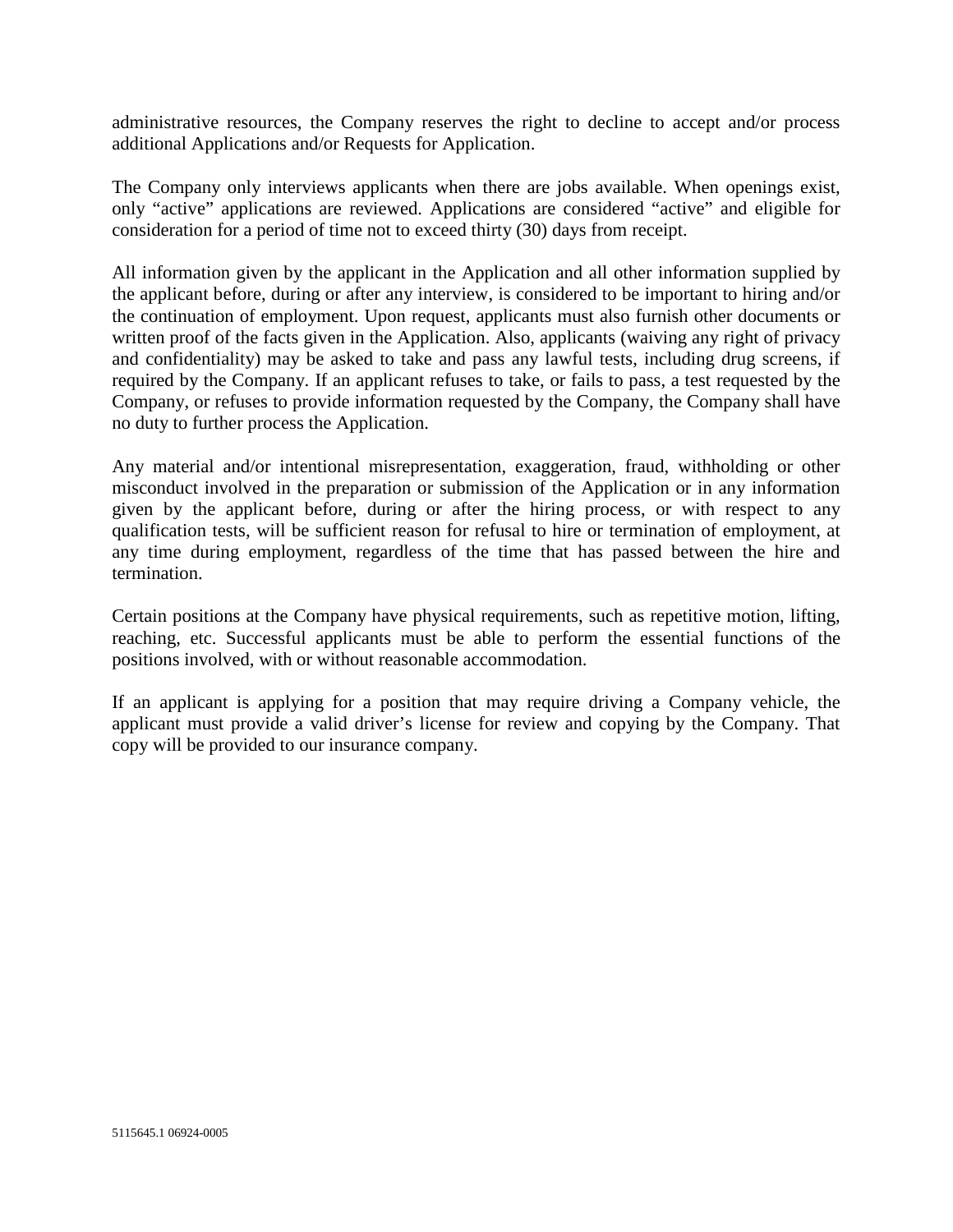administrative resources, the Company reserves the right to decline to accept and/or process additional Applications and/or Requests for Application.

The Company only interviews applicants when there are jobs available. When openings exist, only "active" applications are reviewed. Applications are considered "active" and eligible for consideration for a period of time not to exceed thirty (30) days from receipt.

All information given by the applicant in the Application and all other information supplied by the applicant before, during or after any interview, is considered to be important to hiring and/or the continuation of employment. Upon request, applicants must also furnish other documents or written proof of the facts given in the Application. Also, applicants (waiving any right of privacy and confidentiality) may be asked to take and pass any lawful tests, including drug screens, if required by the Company. If an applicant refuses to take, or fails to pass, a test requested by the Company, or refuses to provide information requested by the Company, the Company shall have no duty to further process the Application.

Any material and/or intentional misrepresentation, exaggeration, fraud, withholding or other misconduct involved in the preparation or submission of the Application or in any information given by the applicant before, during or after the hiring process, or with respect to any qualification tests, will be sufficient reason for refusal to hire or termination of employment, at any time during employment, regardless of the time that has passed between the hire and termination.

Certain positions at the Company have physical requirements, such as repetitive motion, lifting, reaching, etc. Successful applicants must be able to perform the essential functions of the positions involved, with or without reasonable accommodation.

If an applicant is applying for a position that may require driving a Company vehicle, the applicant must provide a valid driver's license for review and copying by the Company. That copy will be provided to our insurance company.